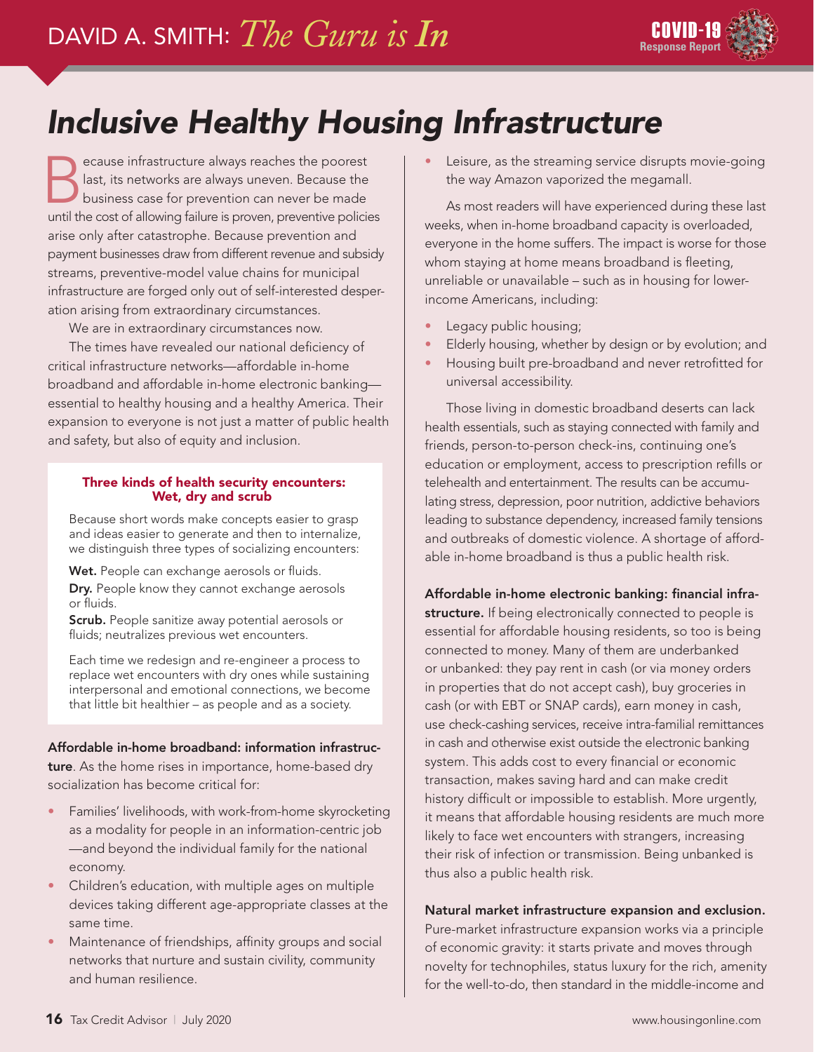# Inclusive Healthy Housing Infrastructure

Because infrastructure always reaches the poorest last, its networks are always uneven. Because the business case for prevention can never be made until the cost of allowing failure is proven, preventive policies arise only after catastrophe. Because prevention and payment businesses draw from different revenue and subsidy streams, preventive-model value chains for municipal infrastructure are forged only out of self-interested desperation arising from extraordinary circumstances.

We are in extraordinary circumstances now.

The times have revealed our national deficiency of critical infrastructure networks—affordable in-home broadband and affordable in-home electronic banking—essential to healthy housing and a healthy America. Their expansion to everyone is not just a matter of public health and safety, but also of equity and inclusion.

### Three kinds of health security encounters: Wet, dry and scrub

Because short words make concepts easier to grasp and ideas easier to generate and then to internalize, we distinguish three types of socializing encounters:

**Wet.** People can exchange aerosols or fluids.

**Dry.** People know they cannot exchange aerosols or fluids.

**Scrub.** People sanitize away potential aerosols or fluids; neutralizes previous wet encounters.

Each time we redesign and re-engineer a process to replace wet encounters with dry ones while sustaining interpersonal and emotional connections, we become that little bit healthier – as people and as a society.

**Affordable in-home broadband: information infrastructure**. As the home rises in importance, home-based dry socialization has become critical for:

- Families' livelihoods, with work-from-home skyrocketing as a modality for people in an information-centric job —and beyond the individual family for the national economy.
- Children's education, with multiple ages on multiple devices taking different age-appropriate classes at the same time.
- Maintenance of friendships, affinity groups and social networks that nurture and sustain civility, community and human resilience.
- Leisure, as the streaming service disrupts movie-going the way Amazon vaporized the megamall.

As most readers will have experienced during these last weeks, when in-home broadband capacity is overloaded, everyone in the home suffers. The impact is worse for those whom staying at home means broadband is fleeting, unreliable or unavailable – such as in housing for lower-income Americans, including:

- Legacy public housing;
- Elderly housing, whether by design or by evolution; and
- Housing built pre-broadband and never retrofitted for universal accessibility.

Those living in domestic broadband deserts can lack health essentials, such as staying connected with family and friends, person-to-person check-ins, continuing one's education or employment, access to prescription refills or telehealth and entertainment. The results can be accumulating stress, depression, poor nutrition, addictive behaviors leading to substance dependency, increased family tensions and outbreaks of domestic violence. A shortage of affordable in-home broadband is thus a public health risk.

**Affordable in-home electronic banking: financial infrastructure.** If being electronically connected to people is essential for affordable housing residents, so too is being connected to money. Many of them are underbanked or unbanked: they pay rent in cash (or via money orders in properties that do not accept cash), buy groceries in cash (or with EBT or SNAP cards), earn money in cash, use check-cashing services, receive intra-familial remittances in cash and otherwise exist outside the electronic banking system. This adds cost to every financial or economic transaction, makes saving hard and can make credit history difficult or impossible to establish. More urgently, it means that affordable housing residents are much more likely to face wet encounters with strangers, increasing their risk of infection or transmission. Being unbanked is thus also a public health risk.

**Natural market infrastructure expansion and exclusion.** Pure-market infrastructure expansion works via a principle of economic gravity: it starts private and moves through novelty for technophiles, status luxury for the rich, amenity for the well-to-do, then standard in the middle-income and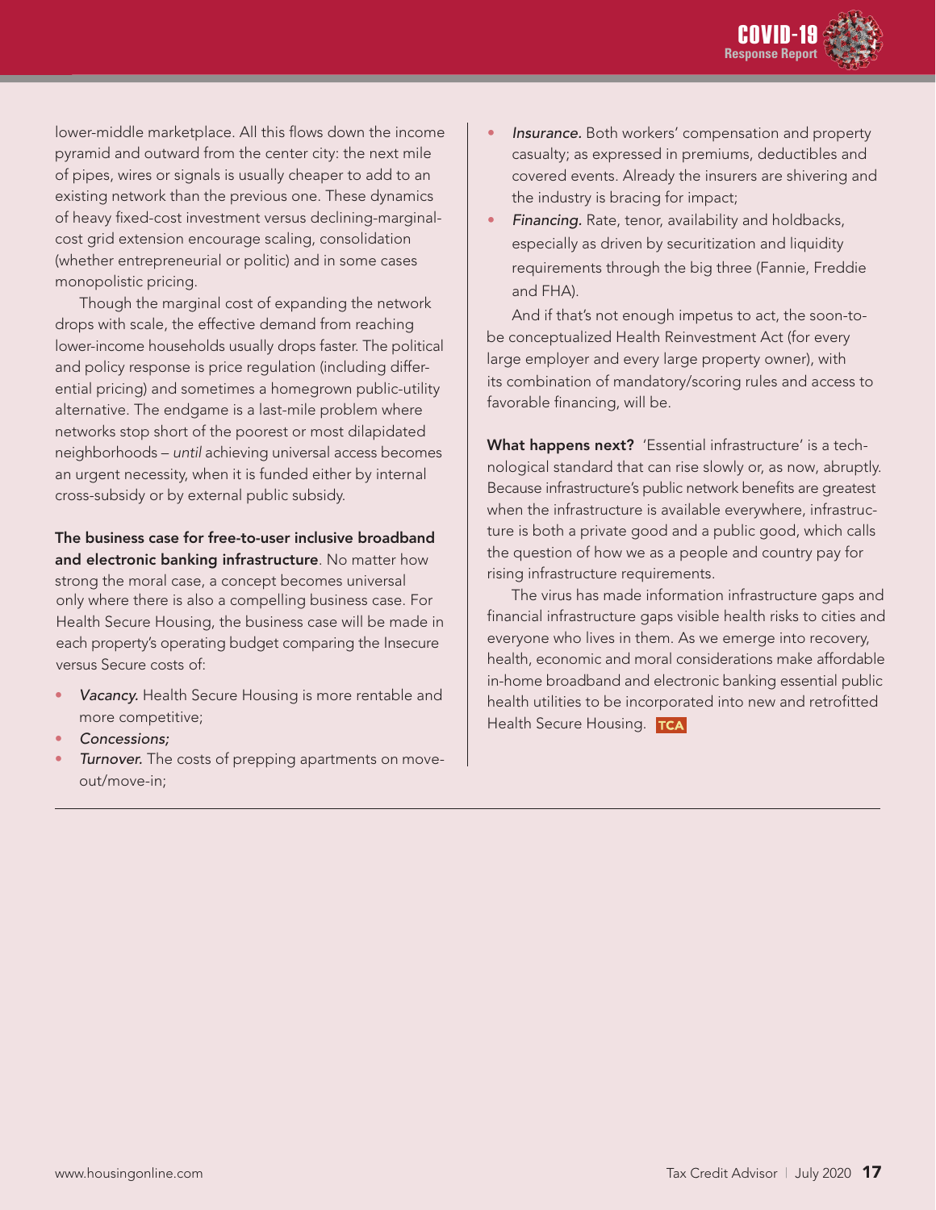lower-middle marketplace. All this flows down the income pyramid and outward from the center city: the next mile of pipes, wires or signals is usually cheaper to add to an existing network than the previous one. These dynamics of heavy fixed-cost investment versus declining-marginal-cost grid extension encourage scaling, consolidation (whether entrepreneurial or politic) and in some cases monopolistic pricing.

Though the marginal cost of expanding the network drops with scale, the effective demand from reaching lower-income households usually drops faster. The political and policy response is price regulation (including differential pricing) and sometimes a homegrown public-utility alternative. The endgame is a last-mile problem where networks stop short of the poorest or most dilapidated neighborhoods – *until* achieving universal access becomes an urgent necessity, when it is funded either by internal cross-subsidy or by external public subsidy.

**The business case for free-to-user inclusive broadband and electronic banking infrastructure**. No matter how strong the moral case, a concept becomes universal only where there is also a compelling business case. For Health Secure Housing, the business case will be made in each property's operating budget comparing the Insecure versus Secure costs of:

- *Vacancy.* Health Secure Housing is more rentable and more competitive;
- *Concessions;*
- *Turnover.* The costs of prepping apartments on move-out/move-in;
- *Insurance.* Both workers' compensation and property casualty; as expressed in premiums, deductibles and covered events. Already the insurers are shivering and the industry is bracing for impact;
- *Financing.* Rate, tenor, availability and holdbacks, especially as driven by securitization and liquidity requirements through the big three (Fannie, Freddie and FHA).

And if that's not enough impetus to act, the soon-to-be conceptualized Health Reinvestment Act (for every large employer and every large property owner), with its combination of mandatory/scoring rules and access to favorable financing, will be.

**What happens next?** 'Essential infrastructure' is a technological standard that can rise slowly or, as now, abruptly. Because infrastructure's public network benefits are greatest when the infrastructure is available everywhere, infrastructure is both a private good and a public good, which calls the question of how we as a people and country pay for rising infrastructure requirements.

The virus has made information infrastructure gaps and financial infrastructure gaps visible health risks to cities and everyone who lives in them. As we emerge into recovery, health, economic and moral considerations make affordable in-home broadband and electronic banking essential public health utilities to be incorporated into new and retrofitted Health Secure Housing. TCA